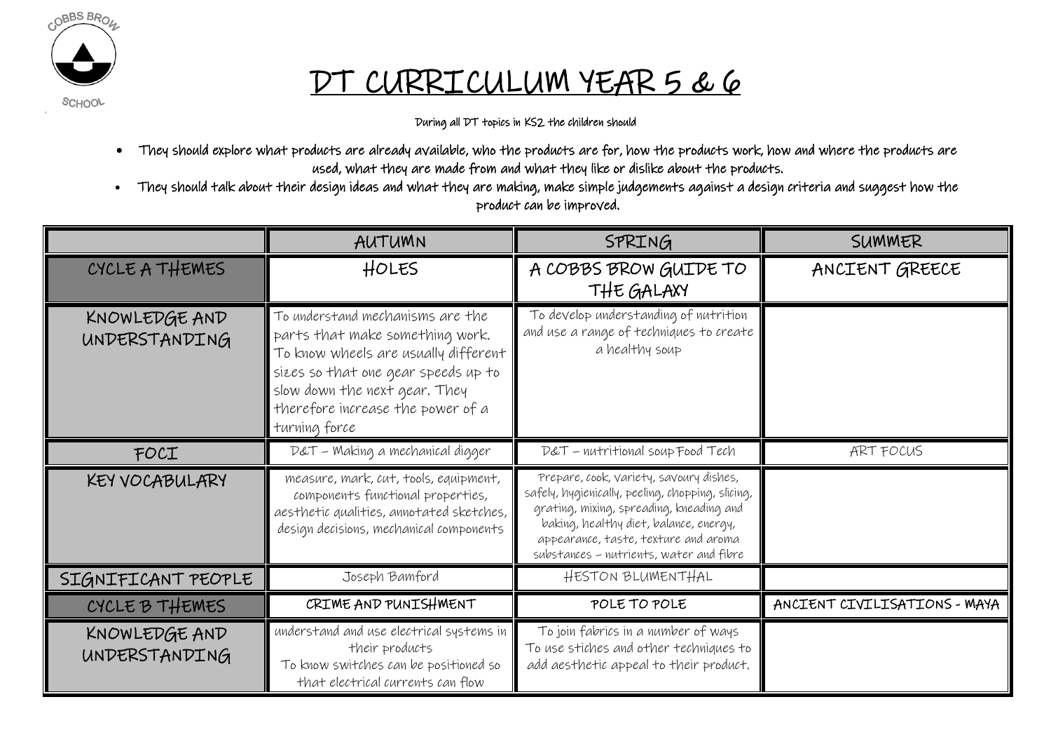# DT CURRICULUM YEAR 5 & 6

During all DT topics in KS2 the children should

- They should explore what products are already available, who the products are for, how the products work, how and where the products are used, what they are made from and what they like or dislike about the products.
- They should talk about their design ideas and what they are making, make simple judgements against a design criteria and suggest how the product can be improved.

| | AUTUMN | SPRING | SUMMER |
|---|---|---|---|
| CYCLE A THEMES | HOLES | A COBBS BROW GUIDE TO THE GALAXY | ANCIENT GREECE |
| KNOWLEDGE AND UNDERSTANDING | To understand mechanisms are the parts that make something work. To know wheels are usually different sizes so that one gear speeds up to slow down the next gear. They therefore increase the power of a turning force | To develop understanding of nutrition and use a range of techniques to create a healthy soup | |
| FOCI | D&T – Making a mechanical digger | D&T – nutritional soup Food Tech | ART FOCUS |
| KEY VOCABULARY | measure, mark, cut, tools, equipment, components functional properties, aesthetic qualities, annotated sketches, design decisions, mechanical components | Prepare, cook, variety, savoury dishes, safely, hygienically, peeling, chopping, slicing, grating, mixing, spreading, kneading and baking, healthy diet, balance, energy, appearance, taste, texture and aroma substances – nutrients, water and fibre | |
| SIGNIFICANT PEOPLE | Joseph Bamford | HESTON BLUMENTHAL | |
| CYCLE B THEMES | CRIME AND PUNISHMENT | POLE TO POLE | ANCIENT CIVILISATIONS - MAYA |
| KNOWLEDGE AND UNDERSTANDING | understand and use electrical systems in their products To know switches can be positioned so that electrical currents can flow | To join fabrics in a number of ways To use stiches and other techniques to add aesthetic appeal to their product. | |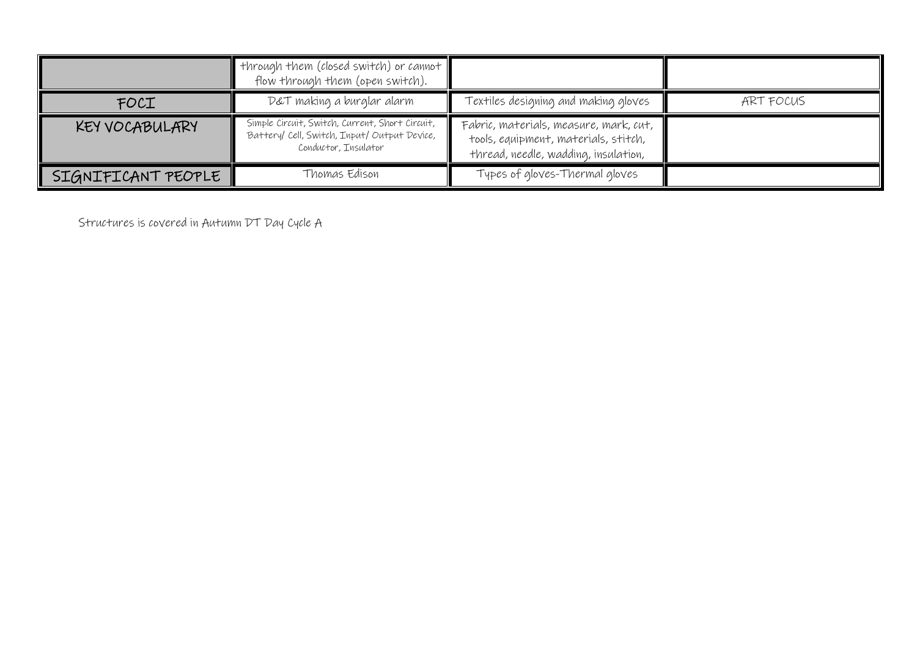| | | | |
|---|---|---|---|
| | through them (closed switch) or cannot flow through them (open switch). | | |
| FOCI | D&T making a burglar alarm | Textiles designing and making gloves | ART FOCUS |
| KEY VOCABULARY | Simple Circuit, Switch, Current, Short Circuit, Battery/ Cell, Switch, Input/ Output Device, Conductor, Insulator | Fabric, materials, measure, mark, cut, tools, equipment, materials, stitch, thread, needle, wadding, insulation, | |
| SIGNIFICANT PEOPLE | Thomas Edison | Types of gloves-Thermal gloves | |

Structures is covered in Autumn DT Day Cycle A